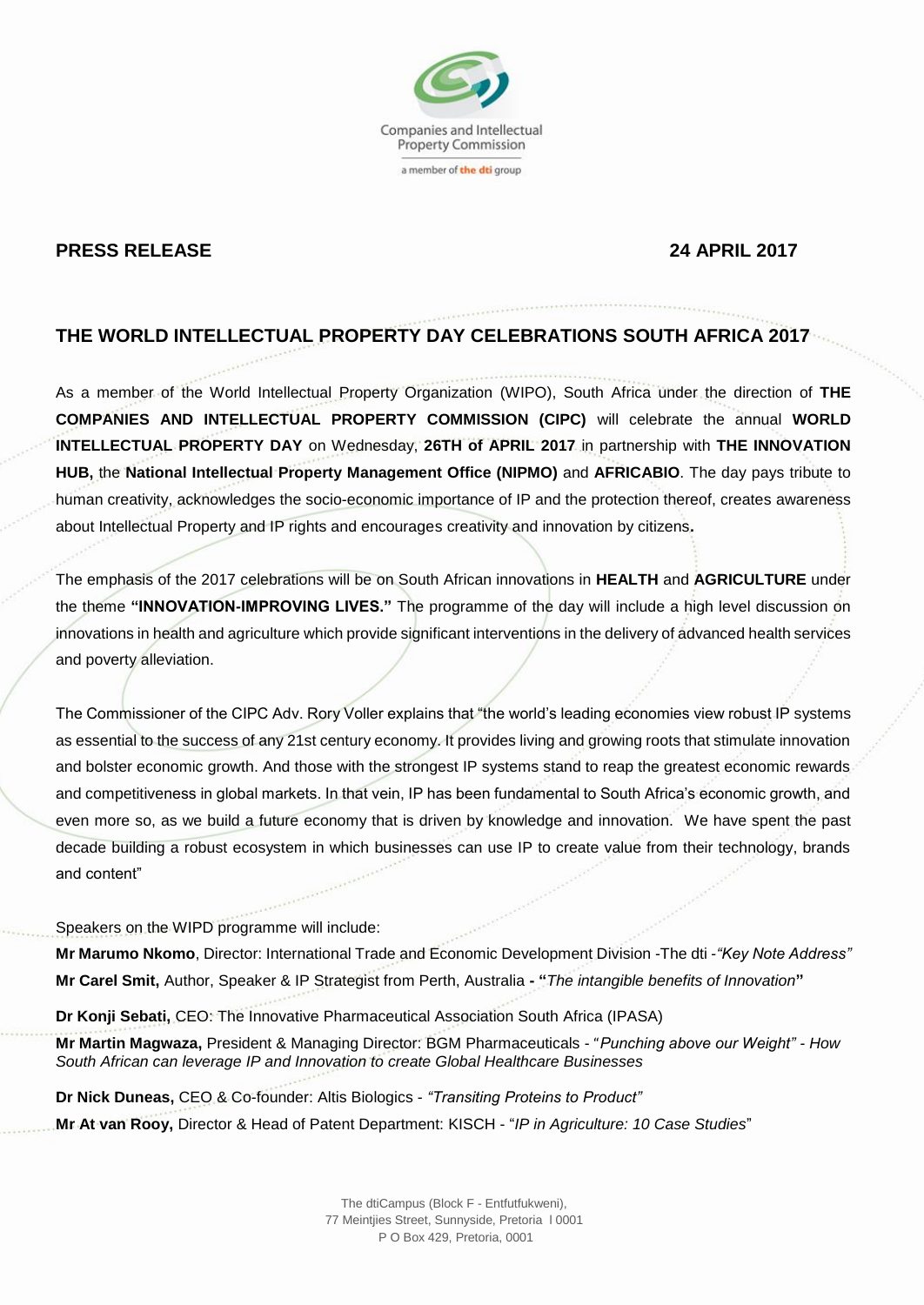Companies and Intellectual Property Commission

a member of **the dti** group

**PRESS RELEASE** **24 APRIL 2017**

## THE WORLD INTELLECTUAL PROPERTY DAY CELEBRATIONS SOUTH AFRICA 2017

As a member of the World Intellectual Property Organization (WIPO), South Africa under the direction of **THE COMPANIES AND INTELLECTUAL PROPERTY COMMISSION (CIPC)** will celebrate the annual **WORLD INTELLECTUAL PROPERTY DAY** on Wednesday, **26TH of APRIL 2017** in partnership with **THE INNOVATION HUB,** the **National Intellectual Property Management Office (NIPMO)** and **AFRICABIO**. The day pays tribute to human creativity, acknowledges the socio-economic importance of IP and the protection thereof, creates awareness about Intellectual Property and IP rights and encourages creativity and innovation by citizens**.**

The emphasis of the 2017 celebrations will be on South African innovations in **HEALTH** and **AGRICULTURE** under the theme **"INNOVATION-IMPROVING LIVES."** The programme of the day will include a high level discussion on innovations in health and agriculture which provide significant interventions in the delivery of advanced health services and poverty alleviation.

The Commissioner of the CIPC Adv. Rory Voller explains that "the world's leading economies view robust IP systems as essential to the success of any 21st century economy. It provides living and growing roots that stimulate innovation and bolster economic growth. And those with the strongest IP systems stand to reap the greatest economic rewards and competitiveness in global markets. In that vein, IP has been fundamental to South Africa's economic growth, and even more so, as we build a future economy that is driven by knowledge and innovation. We have spent the past decade building a robust ecosystem in which businesses can use IP to create value from their technology, brands and content"

Speakers on the WIPD programme will include:

**Mr Marumo Nkomo**, Director: International Trade and Economic Development Division -The dti -*"Key Note Address"*
**Mr Carel Smit,** Author, Speaker & IP Strategist from Perth, Australia **- "***The intangible benefits of Innovation***"**

**Dr Konji Sebati,** CEO: The Innovative Pharmaceutical Association South Africa (IPASA)
**Mr Martin Magwaza,** President & Managing Director: BGM Pharmaceuticals - *"Punching above our Weight" - How South African can leverage IP and Innovation to create Global Healthcare Businesses*

**Dr Nick Duneas,** CEO & Co-founder: Altis Biologics - *"Transiting Proteins to Product"*
**Mr At van Rooy,** Director & Head of Patent Department: KISCH - "*IP in Agriculture: 10 Case Studies*"

The dtiCampus (Block F - Entfutfukweni),
77 Meintjies Street, Sunnyside, Pretoria I 0001
P O Box 429, Pretoria, 0001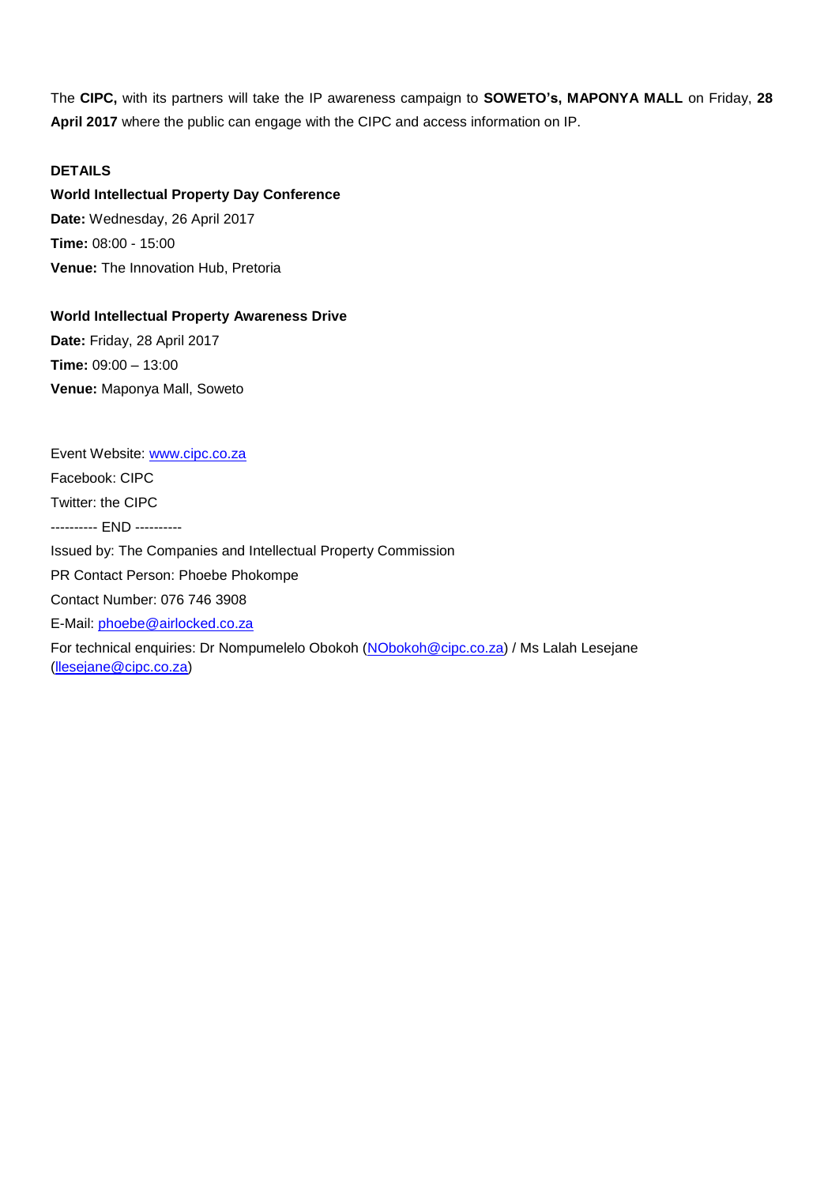The **CIPC,** with its partners will take the IP awareness campaign to **SOWETO's, MAPONYA MALL** on Friday, **28 April 2017** where the public can engage with the CIPC and access information on IP.

**DETAILS**

**World Intellectual Property Day Conference**
**Date:** Wednesday, 26 April 2017
**Time:** 08:00 - 15:00
**Venue:** The Innovation Hub, Pretoria

**World Intellectual Property Awareness Drive**
**Date:** Friday, 28 April 2017
**Time:** 09:00 – 13:00
**Venue:** Maponya Mall, Soweto

Event Website: www.cipc.co.za
Facebook: CIPC
Twitter: the CIPC

---------- END ----------

Issued by: The Companies and Intellectual Property Commission
PR Contact Person: Phoebe Phokompe
Contact Number: 076 746 3908
E-Mail: phoebe@airlocked.co.za
For technical enquiries: Dr Nompumelelo Obokoh (NObokoh@cipc.co.za) / Ms Lalah Lesejane (llesejane@cipc.co.za)